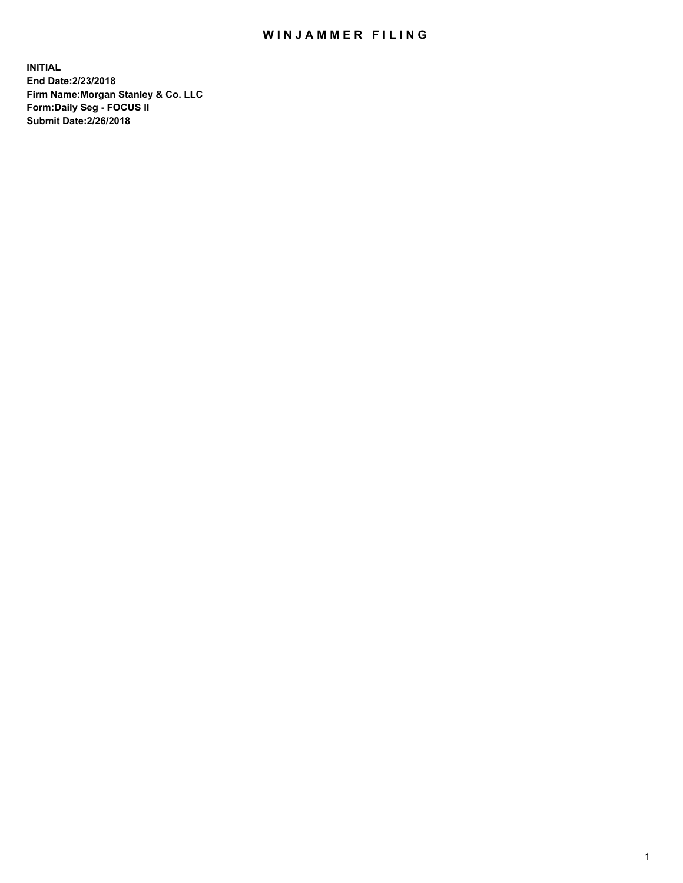# WINJAMMER FILING

**INITIAL**
**End Date:2/23/2018**
**Firm Name:Morgan Stanley & Co. LLC**
**Form:Daily Seg - FOCUS II**
**Submit Date:2/26/2018**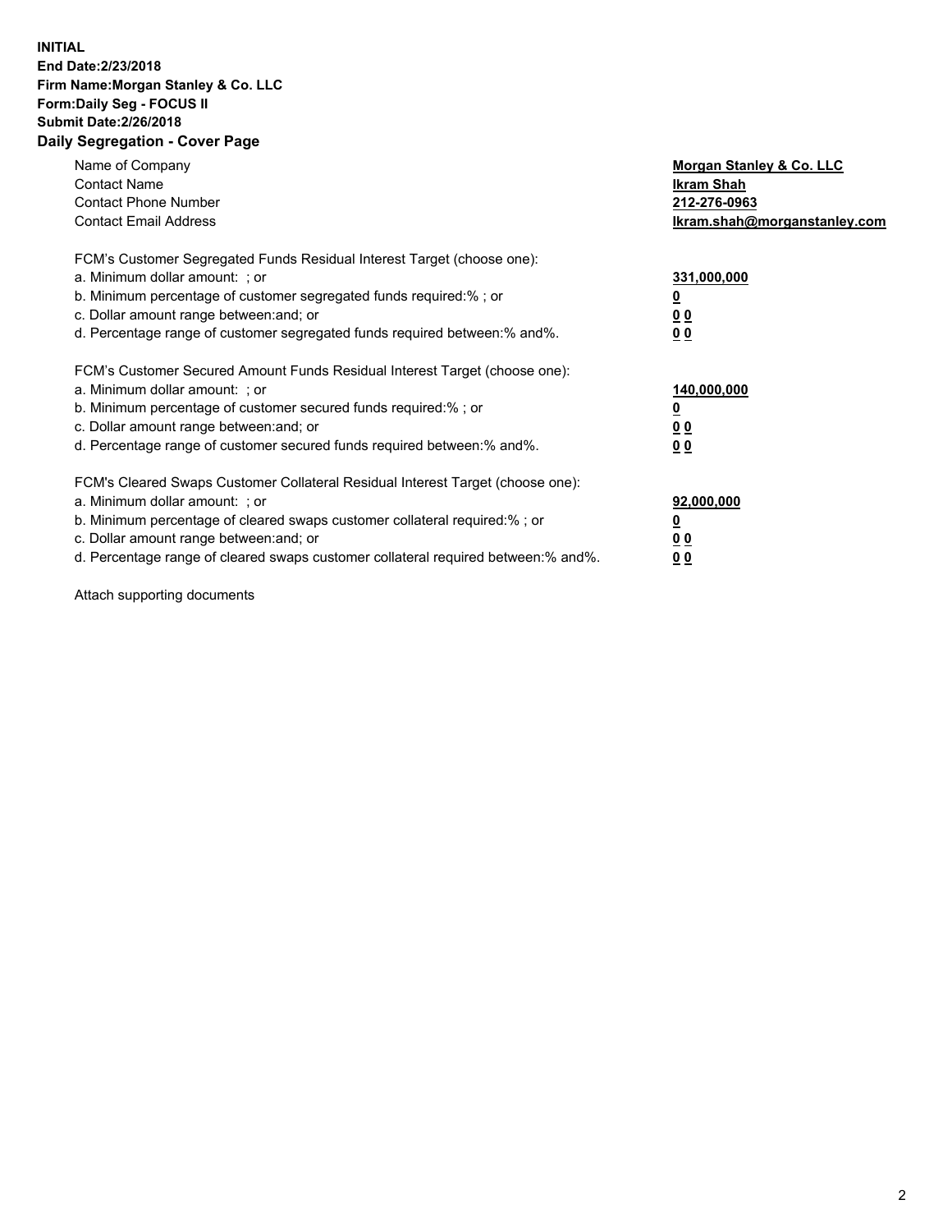**INITIAL**
**End Date:2/23/2018**
**Firm Name:Morgan Stanley & Co. LLC**
**Form:Daily Seg - FOCUS II**
**Submit Date:2/26/2018**

## Daily Segregation - Cover Page

| | |
|---|---|
| Name of Company | **Morgan Stanley & Co. LLC** |
| Contact Name | **Ikram Shah** |
| Contact Phone Number | **212-276-0963** |
| Contact Email Address | **Ikram.shah@morganstanley.com** |

FCM's Customer Segregated Funds Residual Interest Target (choose one):

| | |
|---|---|
| a. Minimum dollar amount: ; or | **331,000,000** |
| b. Minimum percentage of customer segregated funds required:% ; or | **0** |
| c. Dollar amount range between:and; or | **0 0** |
| d. Percentage range of customer segregated funds required between:% and%. | **0 0** |

FCM's Customer Secured Amount Funds Residual Interest Target (choose one):

| | |
|---|---|
| a. Minimum dollar amount: ; or | **140,000,000** |
| b. Minimum percentage of customer secured funds required:% ; or | **0** |
| c. Dollar amount range between:and; or | **0 0** |
| d. Percentage range of customer secured funds required between:% and%. | **0 0** |

FCM's Cleared Swaps Customer Collateral Residual Interest Target (choose one):

| | |
|---|---|
| a. Minimum dollar amount: ; or | **92,000,000** |
| b. Minimum percentage of cleared swaps customer collateral required:% ; or | **0** |
| c. Dollar amount range between:and; or | **0 0** |
| d. Percentage range of cleared swaps customer collateral required between:% and%. | **0 0** |

Attach supporting documents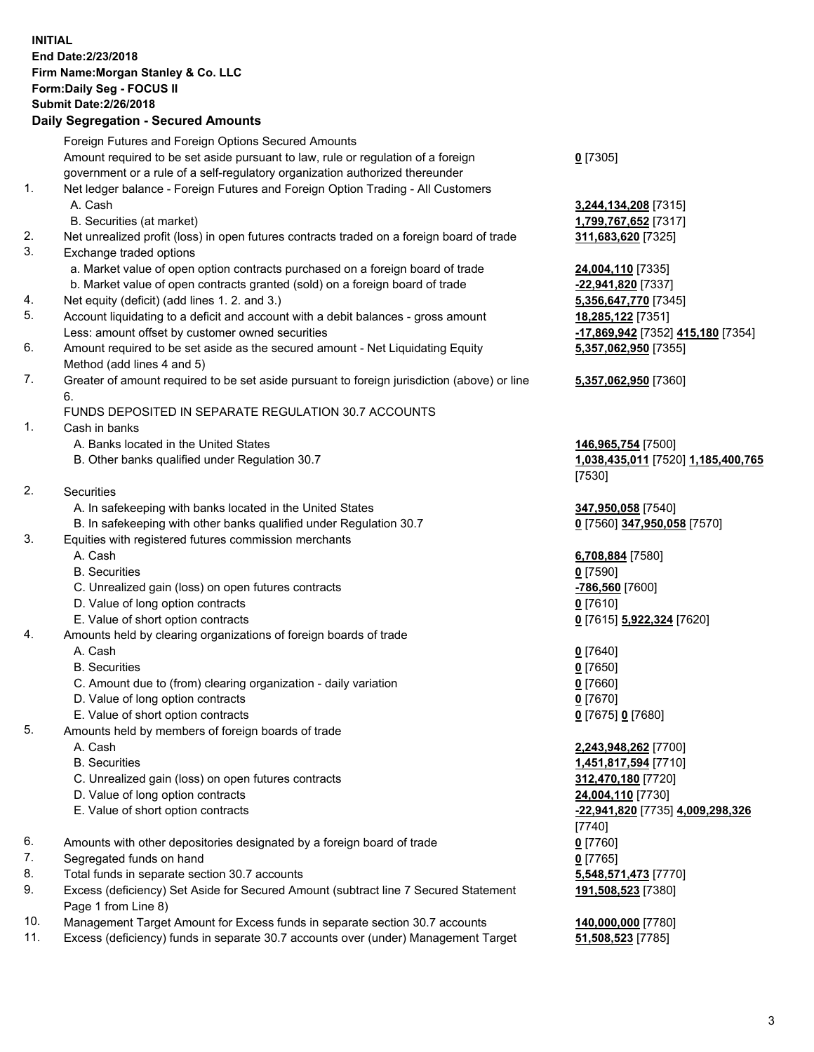**INITIAL**
**End Date:2/23/2018**
**Firm Name:Morgan Stanley & Co. LLC**
**Form:Daily Seg - FOCUS II**
**Submit Date:2/26/2018**

### Daily Segregation - Secured Amounts

| | | |
|---|---|---|
| | Foreign Futures and Foreign Options Secured Amounts | |
| | Amount required to be set aside pursuant to law, rule or regulation of a foreign government or a rule of a self-regulatory organization authorized thereunder | **0** [7305] |
| 1. | Net ledger balance - Foreign Futures and Foreign Option Trading - All Customers | |
| | A. Cash | **3,244,134,208** [7315] |
| | B. Securities (at market) | **1,799,767,652** [7317] |
| 2. | Net unrealized profit (loss) in open futures contracts traded on a foreign board of trade | **311,683,620** [7325] |
| 3. | Exchange traded options | |
| | a. Market value of open option contracts purchased on a foreign board of trade | **24,004,110** [7335] |
| | b. Market value of open contracts granted (sold) on a foreign board of trade | **-22,941,820** [7337] |
| 4. | Net equity (deficit) (add lines 1. 2. and 3.) | **5,356,647,770** [7345] |
| 5. | Account liquidating to a deficit and account with a debit balances - gross amount | **18,285,122** [7351] |
| | Less: amount offset by customer owned securities | **-17,869,942** [7352] **415,180** [7354] |
| 6. | Amount required to be set aside as the secured amount - Net Liquidating Equity Method (add lines 4 and 5) | **5,357,062,950** [7355] |
| 7. | Greater of amount required to be set aside pursuant to foreign jurisdiction (above) or line 6. | **5,357,062,950** [7360] |
| | FUNDS DEPOSITED IN SEPARATE REGULATION 30.7 ACCOUNTS | |
| 1. | Cash in banks | |
| | A. Banks located in the United States | **146,965,754** [7500] |
| | B. Other banks qualified under Regulation 30.7 | **1,038,435,011** [7520] **1,185,400,765** [7530] |
| 2. | Securities | |
| | A. In safekeeping with banks located in the United States | **347,950,058** [7540] |
| | B. In safekeeping with other banks qualified under Regulation 30.7 | **0** [7560] **347,950,058** [7570] |
| 3. | Equities with registered futures commission merchants | |
| | A. Cash | **6,708,884** [7580] |
| | B. Securities | **0** [7590] |
| | C. Unrealized gain (loss) on open futures contracts | **-786,560** [7600] |
| | D. Value of long option contracts | **0** [7610] |
| | E. Value of short option contracts | **0** [7615] **5,922,324** [7620] |
| 4. | Amounts held by clearing organizations of foreign boards of trade | |
| | A. Cash | **0** [7640] |
| | B. Securities | **0** [7650] |
| | C. Amount due to (from) clearing organization - daily variation | **0** [7660] |
| | D. Value of long option contracts | **0** [7670] |
| | E. Value of short option contracts | **0** [7675] **0** [7680] |
| 5. | Amounts held by members of foreign boards of trade | |
| | A. Cash | **2,243,948,262** [7700] |
| | B. Securities | **1,451,817,594** [7710] |
| | C. Unrealized gain (loss) on open futures contracts | **312,470,180** [7720] |
| | D. Value of long option contracts | **24,004,110** [7730] |
| | E. Value of short option contracts | **-22,941,820** [7735] **4,009,298,326** [7740] |
| 6. | Amounts with other depositories designated by a foreign board of trade | **0** [7760] |
| 7. | Segregated funds on hand | **0** [7765] |
| 8. | Total funds in separate section 30.7 accounts | **5,548,571,473** [7770] |
| 9. | Excess (deficiency) Set Aside for Secured Amount (subtract line 7 Secured Statement Page 1 from Line 8) | **191,508,523** [7380] |
| 10. | Management Target Amount for Excess funds in separate section 30.7 accounts | **140,000,000** [7780] |
| 11. | Excess (deficiency) funds in separate 30.7 accounts over (under) Management Target | **51,508,523** [7785] |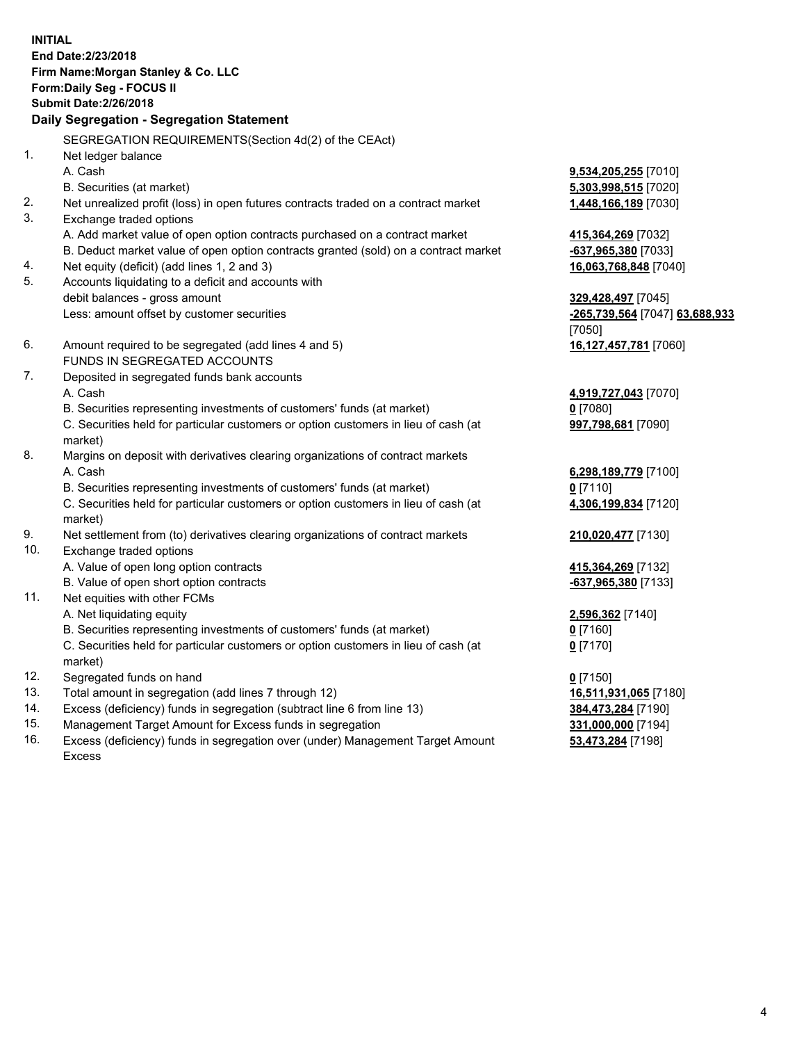**INITIAL**
**End Date:2/23/2018**
**Firm Name:Morgan Stanley & Co. LLC**
**Form:Daily Seg - FOCUS II**
**Submit Date:2/26/2018**

## Daily Segregation - Segregation Statement

SEGREGATION REQUIREMENTS(Section 4d(2) of the CEAct)

| | | |
|---|---|---|
| 1. | Net ledger balance | |
| | A. Cash | **9,534,205,255** [7010] |
| | B. Securities (at market) | **5,303,998,515** [7020] |
| 2. | Net unrealized profit (loss) in open futures contracts traded on a contract market | **1,448,166,189** [7030] |
| 3. | Exchange traded options | |
| | A. Add market value of open option contracts purchased on a contract market | **415,364,269** [7032] |
| | B. Deduct market value of open option contracts granted (sold) on a contract market | **-637,965,380** [7033] |
| 4. | Net equity (deficit) (add lines 1, 2 and 3) | **16,063,768,848** [7040] |
| 5. | Accounts liquidating to a deficit and accounts with debit balances - gross amount | **329,428,497** [7045] |
| | Less: amount offset by customer securities | **-265,739,564** [7047] **63,688,933** [7050] |
| 6. | Amount required to be segregated (add lines 4 and 5) | **16,127,457,781** [7060] |
| | FUNDS IN SEGREGATED ACCOUNTS | |
| 7. | Deposited in segregated funds bank accounts | |
| | A. Cash | **4,919,727,043** [7070] |
| | B. Securities representing investments of customers' funds (at market) | **0** [7080] |
| | C. Securities held for particular customers or option customers in lieu of cash (at market) | **997,798,681** [7090] |
| 8. | Margins on deposit with derivatives clearing organizations of contract markets | |
| | A. Cash | **6,298,189,779** [7100] |
| | B. Securities representing investments of customers' funds (at market) | **0** [7110] |
| | C. Securities held for particular customers or option customers in lieu of cash (at market) | **4,306,199,834** [7120] |
| 9. | Net settlement from (to) derivatives clearing organizations of contract markets | **210,020,477** [7130] |
| 10. | Exchange traded options | |
| | A. Value of open long option contracts | **415,364,269** [7132] |
| | B. Value of open short option contracts | **-637,965,380** [7133] |
| 11. | Net equities with other FCMs | |
| | A. Net liquidating equity | **2,596,362** [7140] |
| | B. Securities representing investments of customers' funds (at market) | **0** [7160] |
| | C. Securities held for particular customers or option customers in lieu of cash (at market) | **0** [7170] |
| 12. | Segregated funds on hand | **0** [7150] |
| 13. | Total amount in segregation (add lines 7 through 12) | **16,511,931,065** [7180] |
| 14. | Excess (deficiency) funds in segregation (subtract line 6 from line 13) | **384,473,284** [7190] |
| 15. | Management Target Amount for Excess funds in segregation | **331,000,000** [7194] |
| 16. | Excess (deficiency) funds in segregation over (under) Management Target Amount Excess | **53,473,284** [7198] |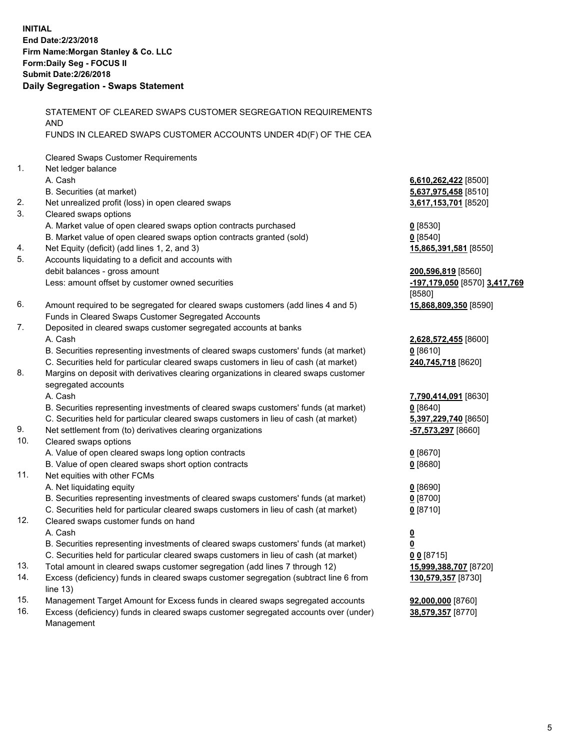**INITIAL**
**End Date:2/23/2018**
**Firm Name:Morgan Stanley & Co. LLC**
**Form:Daily Seg - FOCUS II**
**Submit Date:2/26/2018**
**Daily Segregation - Swaps Statement**

STATEMENT OF CLEARED SWAPS CUSTOMER SEGREGATION REQUIREMENTS AND FUNDS IN CLEARED SWAPS CUSTOMER ACCOUNTS UNDER 4D(F) OF THE CEA

| | | |
|---|---|---|
| | Cleared Swaps Customer Requirements | |
| 1. | Net ledger balance | |
| | A. Cash | **6,610,262,422** [8500] |
| | B. Securities (at market) | **5,637,975,458** [8510] |
| 2. | Net unrealized profit (loss) in open cleared swaps | **3,617,153,701** [8520] |
| 3. | Cleared swaps options | |
| | A. Market value of open cleared swaps option contracts purchased | **0** [8530] |
| | B. Market value of open cleared swaps option contracts granted (sold) | **0** [8540] |
| 4. | Net Equity (deficit) (add lines 1, 2, and 3) | **15,865,391,581** [8550] |
| 5. | Accounts liquidating to a deficit and accounts with debit balances - gross amount | **200,596,819** [8560] |
| | Less: amount offset by customer owned securities | **-197,179,050** [8570] **3,417,769** [8580] |
| 6. | Amount required to be segregated for cleared swaps customers (add lines 4 and 5) | **15,868,809,350** [8590] |
| | Funds in Cleared Swaps Customer Segregated Accounts | |
| 7. | Deposited in cleared swaps customer segregated accounts at banks | |
| | A. Cash | **2,628,572,455** [8600] |
| | B. Securities representing investments of cleared swaps customers' funds (at market) | **0** [8610] |
| | C. Securities held for particular cleared swaps customers in lieu of cash (at market) | **240,745,718** [8620] |
| 8. | Margins on deposit with derivatives clearing organizations in cleared swaps customer segregated accounts | |
| | A. Cash | **7,790,414,091** [8630] |
| | B. Securities representing investments of cleared swaps customers' funds (at market) | **0** [8640] |
| | C. Securities held for particular cleared swaps customers in lieu of cash (at market) | **5,397,229,740** [8650] |
| 9. | Net settlement from (to) derivatives clearing organizations | **-57,573,297** [8660] |
| 10. | Cleared swaps options | |
| | A. Value of open cleared swaps long option contracts | **0** [8670] |
| | B. Value of open cleared swaps short option contracts | **0** [8680] |
| 11. | Net equities with other FCMs | |
| | A. Net liquidating equity | **0** [8690] |
| | B. Securities representing investments of cleared swaps customers' funds (at market) | **0** [8700] |
| | C. Securities held for particular cleared swaps customers in lieu of cash (at market) | **0** [8710] |
| 12. | Cleared swaps customer funds on hand | |
| | A. Cash | **0** |
| | B. Securities representing investments of cleared swaps customers' funds (at market) | **0** |
| | C. Securities held for particular cleared swaps customers in lieu of cash (at market) | **0** **0** [8715] |
| 13. | Total amount in cleared swaps customer segregation (add lines 7 through 12) | **15,999,388,707** [8720] |
| 14. | Excess (deficiency) funds in cleared swaps customer segregation (subtract line 6 from line 13) | **130,579,357** [8730] |
| 15. | Management Target Amount for Excess funds in cleared swaps segregated accounts | **92,000,000** [8760] |
| 16. | Excess (deficiency) funds in cleared swaps customer segregated accounts over (under) Management | **38,579,357** [8770] |